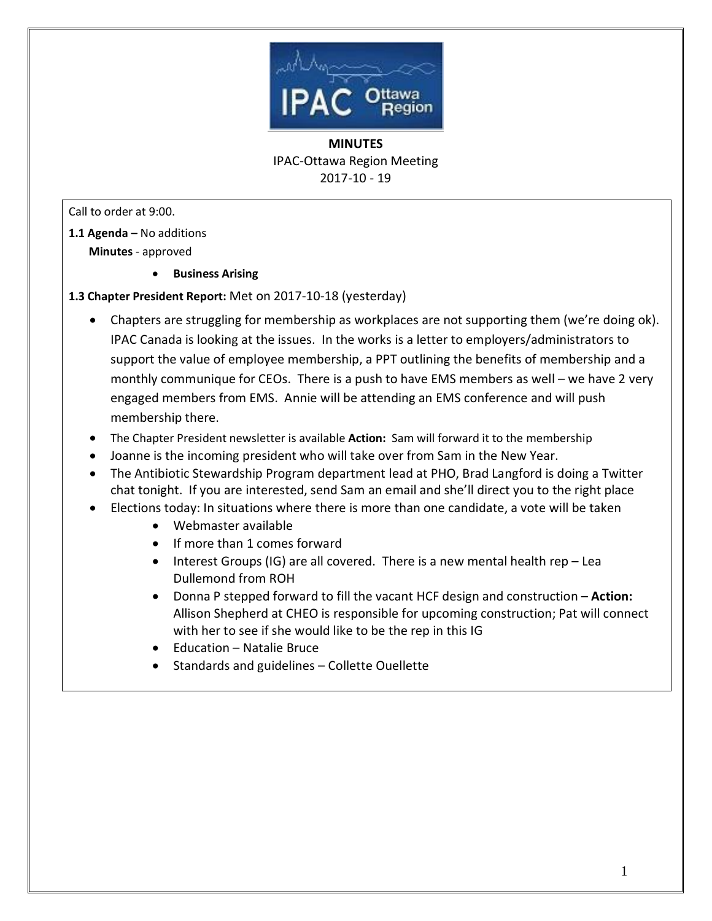**MINUTES**

IPAC-Ottawa Region Meeting

2017-10 - 19

Call to order at 9:00.

**1.1 Agenda –** No additions

**Minutes** - approved

- **Business Arising**

**1.3 Chapter President Report:** Met on 2017-10-18 (yesterday)

- Chapters are struggling for membership as workplaces are not supporting them (we're doing ok). IPAC Canada is looking at the issues. In the works is a letter to employers/administrators to support the value of employee membership, a PPT outlining the benefits of membership and a monthly communique for CEOs. There is a push to have EMS members as well – we have 2 very engaged members from EMS. Annie will be attending an EMS conference and will push membership there.
- The Chapter President newsletter is available **Action:** Sam will forward it to the membership
- Joanne is the incoming president who will take over from Sam in the New Year.
- The Antibiotic Stewardship Program department lead at PHO, Brad Langford is doing a Twitter chat tonight. If you are interested, send Sam an email and she'll direct you to the right place
- Elections today: In situations where there is more than one candidate, a vote will be taken
  - Webmaster available
  - If more than 1 comes forward
  - Interest Groups (IG) are all covered. There is a new mental health rep – Lea Dullemond from ROH
  - Donna P stepped forward to fill the vacant HCF design and construction – **Action:** Allison Shepherd at CHEO is responsible for upcoming construction; Pat will connect with her to see if she would like to be the rep in this IG
  - Education – Natalie Bruce
  - Standards and guidelines – Collette Ouellette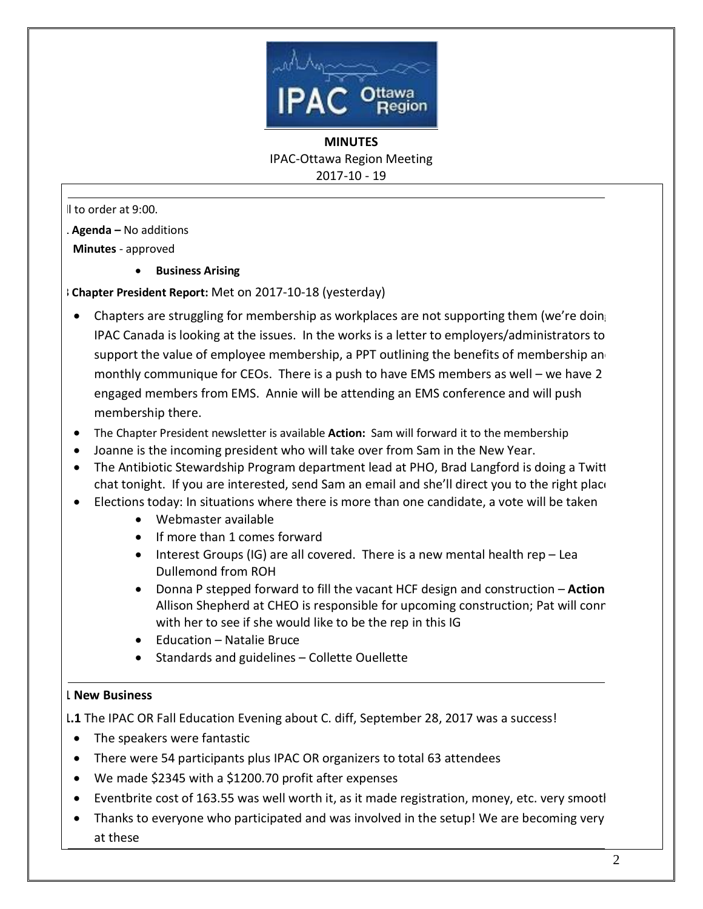**MINUTES**
IPAC-Ottawa Region Meeting
2017-10 - 19

ll to order at 9:00.

. **Agenda –** No additions

**Minutes** - approved

- **Business Arising**

**Chapter President Report:** Met on 2017-10-18 (yesterday)

- Chapters are struggling for membership as workplaces are not supporting them (we're doin IPAC Canada is looking at the issues. In the works is a letter to employers/administrators to support the value of employee membership, a PPT outlining the benefits of membership an monthly communique for CEOs. There is a push to have EMS members as well – we have 2 engaged members from EMS. Annie will be attending an EMS conference and will push membership there.
- The Chapter President newsletter is available **Action:** Sam will forward it to the membership
- Joanne is the incoming president who will take over from Sam in the New Year.
- The Antibiotic Stewardship Program department lead at PHO, Brad Langford is doing a Twitt chat tonight. If you are interested, send Sam an email and she'll direct you to the right plac
- Elections today: In situations where there is more than one candidate, a vote will be taken
  - Webmaster available
  - If more than 1 comes forward
  - Interest Groups (IG) are all covered. There is a new mental health rep – Lea Dullemond from ROH
  - Donna P stepped forward to fill the vacant HCF design and construction – **Action** Allison Shepherd at CHEO is responsible for upcoming construction; Pat will conn with her to see if she would like to be the rep in this IG
  - Education – Natalie Bruce
  - Standards and guidelines – Collette Ouellette

**New Business**

**.1** The IPAC OR Fall Education Evening about C. diff, September 28, 2017 was a success!

- The speakers were fantastic
- There were 54 participants plus IPAC OR organizers to total 63 attendees
- We made $2345 with a $1200.70 profit after expenses
- Eventbrite cost of 163.55 was well worth it, as it made registration, money, etc. very smootl
- Thanks to everyone who participated and was involved in the setup! We are becoming very at these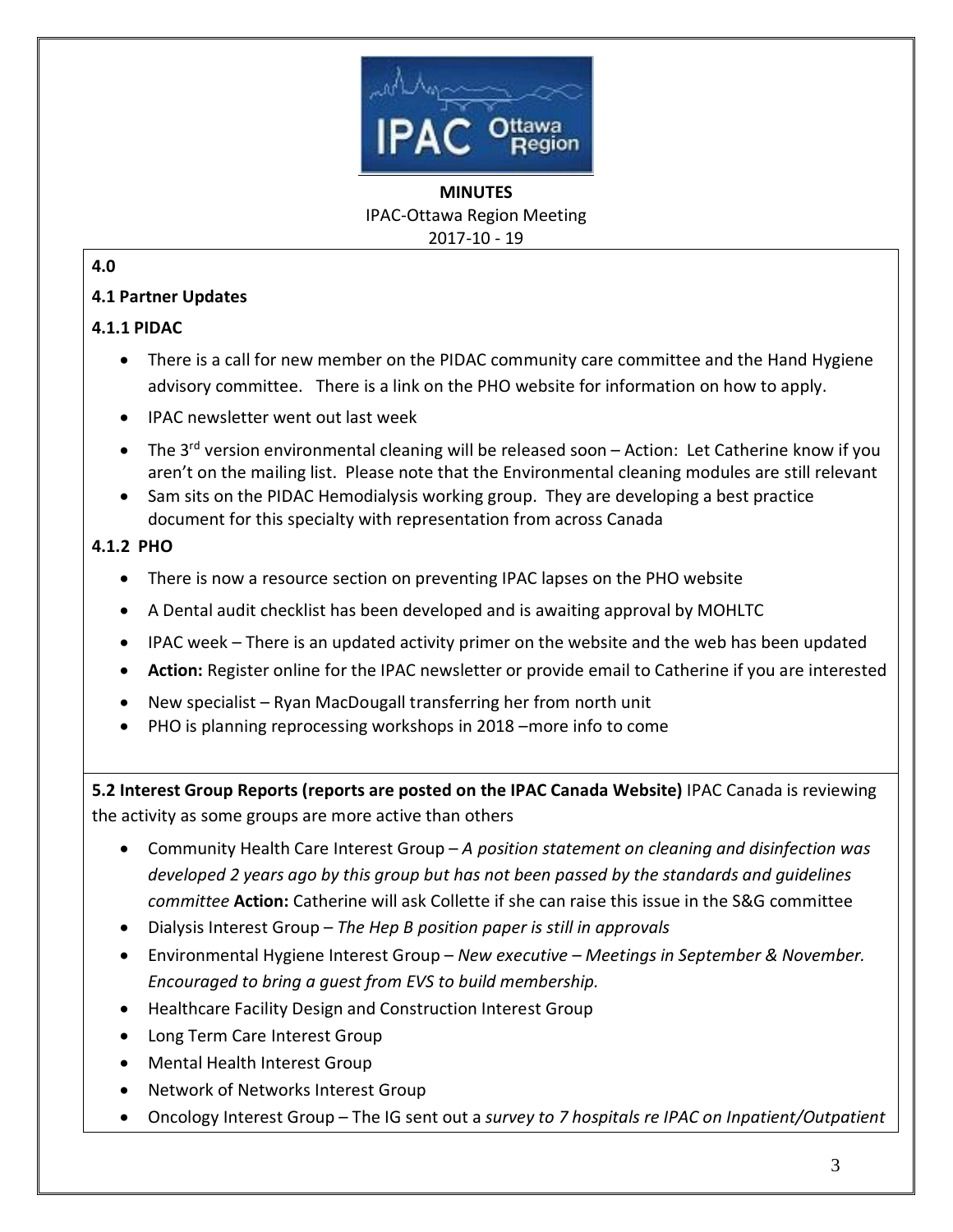**MINUTES**
IPAC-Ottawa Region Meeting
2017-10 - 19

**4.0**

**4.1 Partner Updates**

**4.1.1 PIDAC**

- There is a call for new member on the PIDAC community care committee and the Hand Hygiene advisory committee. There is a link on the PHO website for information on how to apply.
- IPAC newsletter went out last week
- The 3rd version environmental cleaning will be released soon – Action: Let Catherine know if you aren't on the mailing list. Please note that the Environmental cleaning modules are still relevant
- Sam sits on the PIDAC Hemodialysis working group. They are developing a best practice document for this specialty with representation from across Canada

**4.1.2 PHO**

- There is now a resource section on preventing IPAC lapses on the PHO website
- A Dental audit checklist has been developed and is awaiting approval by MOHLTC
- IPAC week – There is an updated activity primer on the website and the web has been updated
- **Action:** Register online for the IPAC newsletter or provide email to Catherine if you are interested
- New specialist – Ryan MacDougall transferring her from north unit
- PHO is planning reprocessing workshops in 2018 –more info to come

**5.2 Interest Group Reports (reports are posted on the IPAC Canada Website)** IPAC Canada is reviewing the activity as some groups are more active than others

- Community Health Care Interest Group – *A position statement on cleaning and disinfection was developed 2 years ago by this group but has not been passed by the standards and guidelines committee* **Action:** Catherine will ask Collette if she can raise this issue in the S&G committee
- Dialysis Interest Group – *The Hep B position paper is still in approvals*
- Environmental Hygiene Interest Group – *New executive – Meetings in September & November. Encouraged to bring a guest from EVS to build membership.*
- Healthcare Facility Design and Construction Interest Group
- Long Term Care Interest Group
- Mental Health Interest Group
- Network of Networks Interest Group
- Oncology Interest Group – The IG sent out a *survey to 7 hospitals re IPAC on Inpatient/Outpatient*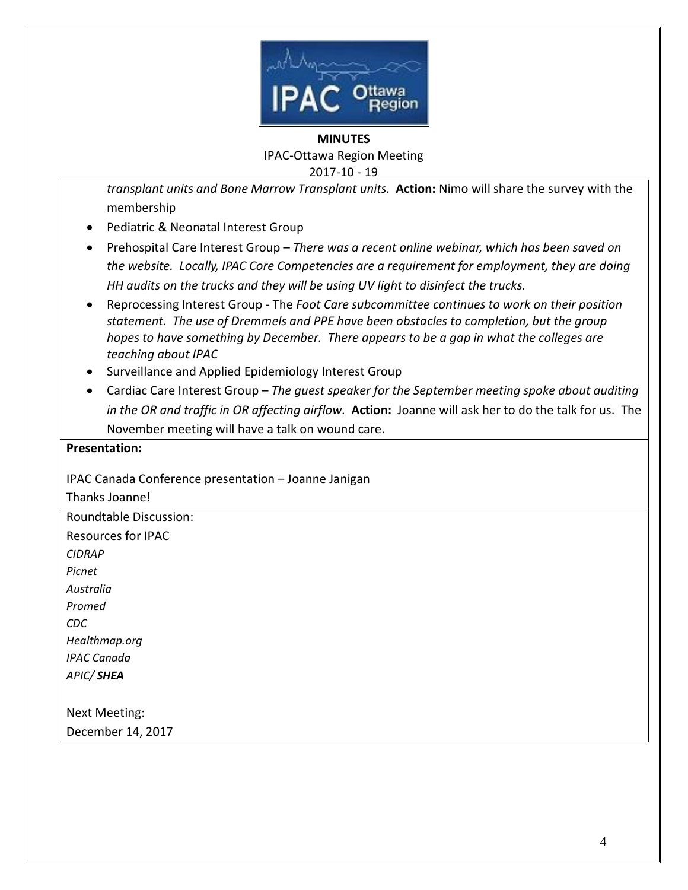**MINUTES**

IPAC-Ottawa Region Meeting

2017-10 - 19

*transplant units and Bone Marrow Transplant units.* **Action:** Nimo will share the survey with the membership

- Pediatric & Neonatal Interest Group
- Prehospital Care Interest Group – *There was a recent online webinar, which has been saved on the website. Locally, IPAC Core Competencies are a requirement for employment, they are doing HH audits on the trucks and they will be using UV light to disinfect the trucks.*
- Reprocessing Interest Group - The *Foot Care subcommittee continues to work on their position statement. The use of Dremmels and PPE have been obstacles to completion, but the group hopes to have something by December. There appears to be a gap in what the colleges are teaching about IPAC*
- Surveillance and Applied Epidemiology Interest Group
- Cardiac Care Interest Group – *The guest speaker for the September meeting spoke about auditing in the OR and traffic in OR affecting airflow.* **Action:** Joanne will ask her to do the talk for us. The November meeting will have a talk on wound care.

**Presentation:**

IPAC Canada Conference presentation – Joanne Janigan

Thanks Joanne!

Roundtable Discussion:

Resources for IPAC

*CIDRAP*

*Picnet*

*Australia*

*Promed*

*CDC*

*Healthmap.org*

*IPAC Canada*

*APIC/* ***SHEA***

Next Meeting:

December 14, 2017